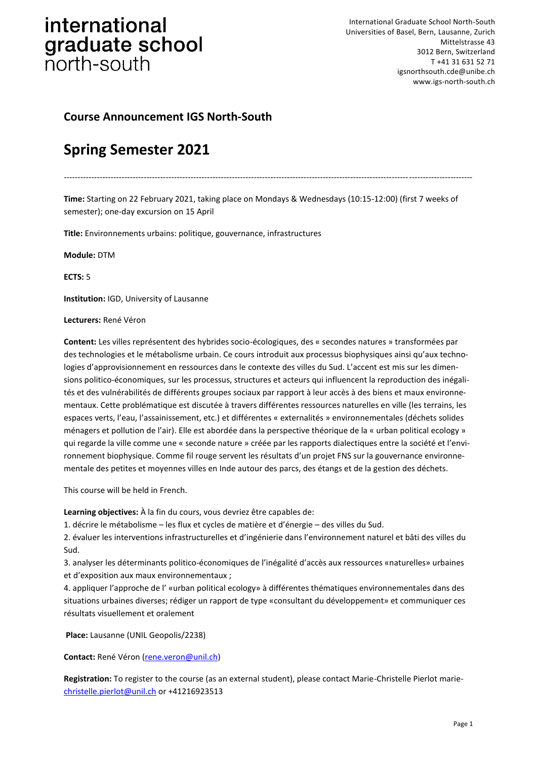# international graduate school north-south

International Graduate School North-South
Universities of Basel, Bern, Lausanne, Zurich
Mittelstrasse 43
3012 Bern, Switzerland
T +41 31 631 52 71
igsnorthsouth.cde@unibe.ch
www.igs-north-south.ch

## Course Announcement IGS North-South

## Spring Semester 2021

---

**Time:** Starting on 22 February 2021, taking place on Mondays & Wednesdays (10:15-12:00) (first 7 weeks of semester); one-day excursion on 15 April

**Title:** Environnements urbains: politique, gouvernance, infrastructures

**Module:** DTM

**ECTS:** 5

**Institution:** IGD, University of Lausanne

**Lecturers:** René Véron

**Content:** Les villes représentent des hybrides socio-écologiques, des « secondes natures » transformées par des technologies et le métabolisme urbain. Ce cours introduit aux processus biophysiques ainsi qu'aux technologies d'approvisionnement en ressources dans le contexte des villes du Sud. L'accent est mis sur les dimensions politico-économiques, sur les processus, structures et acteurs qui influencent la reproduction des inégalités et des vulnérabilités de différents groupes sociaux par rapport à leur accès à des biens et maux environnementaux. Cette problématique est discutée à travers différentes ressources naturelles en ville (les terrains, les espaces verts, l'eau, l'assainissement, etc.) et différentes « externalités » environnementales (déchets solides ménagers et pollution de l'air). Elle est abordée dans la perspective théorique de la « urban political ecology » qui regarde la ville comme une « seconde nature » créée par les rapports dialectiques entre la société et l'environnement biophysique. Comme fil rouge servent les résultats d'un projet FNS sur la gouvernance environnementale des petites et moyennes villes en Inde autour des parcs, des étangs et de la gestion des déchets.

This course will be held in French.

**Learning objectives:** À la fin du cours, vous devriez être capables de:

1. décrire le métabolisme – les flux et cycles de matière et d'énergie – des villes du Sud.
2. évaluer les interventions infrastructurelles et d'ingénierie dans l'environnement naturel et bâti des villes du Sud.
3. analyser les déterminants politico-économiques de l'inégalité d'accès aux ressources «naturelles» urbaines et d'exposition aux maux environnementaux ;
4. appliquer l'approche de l' «urban political ecology» à différentes thématiques environnementales dans des situations urbaines diverses; rédiger un rapport de type «consultant du développement» et communiquer ces résultats visuellement et oralement

**Place:** Lausanne (UNIL Geopolis/2238)

**Contact:** René Véron (rene.veron@unil.ch)

**Registration:** To register to the course (as an external student), please contact Marie-Christelle Pierlot marie-christelle.pierlot@unil.ch or +41216923513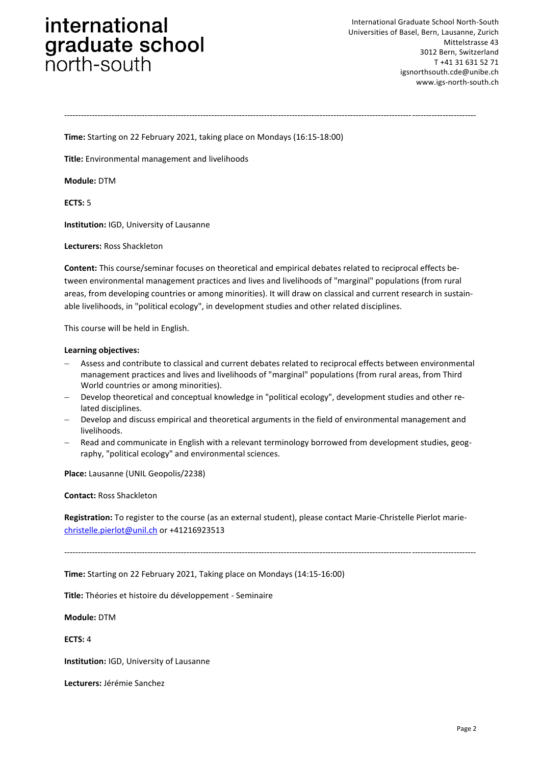**Time:** Starting on 22 February 2021, taking place on Mondays (16:15-18:00)

**Title:** Environmental management and livelihoods

**Module:** DTM

**ECTS:** 5

**Institution:** IGD, University of Lausanne

**Lecturers:** Ross Shackleton

**Content:** This course/seminar focuses on theoretical and empirical debates related to reciprocal effects between environmental management practices and lives and livelihoods of "marginal" populations (from rural areas, from developing countries or among minorities). It will draw on classical and current research in sustainable livelihoods, in "political ecology", in development studies and other related disciplines.

This course will be held in English.

**Learning objectives:**

- Assess and contribute to classical and current debates related to reciprocal effects between environmental management practices and lives and livelihoods of "marginal" populations (from rural areas, from Third World countries or among minorities).
- Develop theoretical and conceptual knowledge in "political ecology", development studies and other related disciplines.
- Develop and discuss empirical and theoretical arguments in the field of environmental management and livelihoods.
- Read and communicate in English with a relevant terminology borrowed from development studies, geography, "political ecology" and environmental sciences.

**Place:** Lausanne (UNIL Geopolis/2238)

**Contact:** Ross Shackleton

**Registration:** To register to the course (as an external student), please contact Marie-Christelle Pierlot marie-christelle.pierlot@unil.ch or +41216923513

---

**Time:** Starting on 22 February 2021, Taking place on Mondays (14:15-16:00)

**Title:** Théories et histoire du développement - Seminaire

**Module:** DTM

**ECTS:** 4

**Institution:** IGD, University of Lausanne

**Lecturers:** Jérémie Sanchez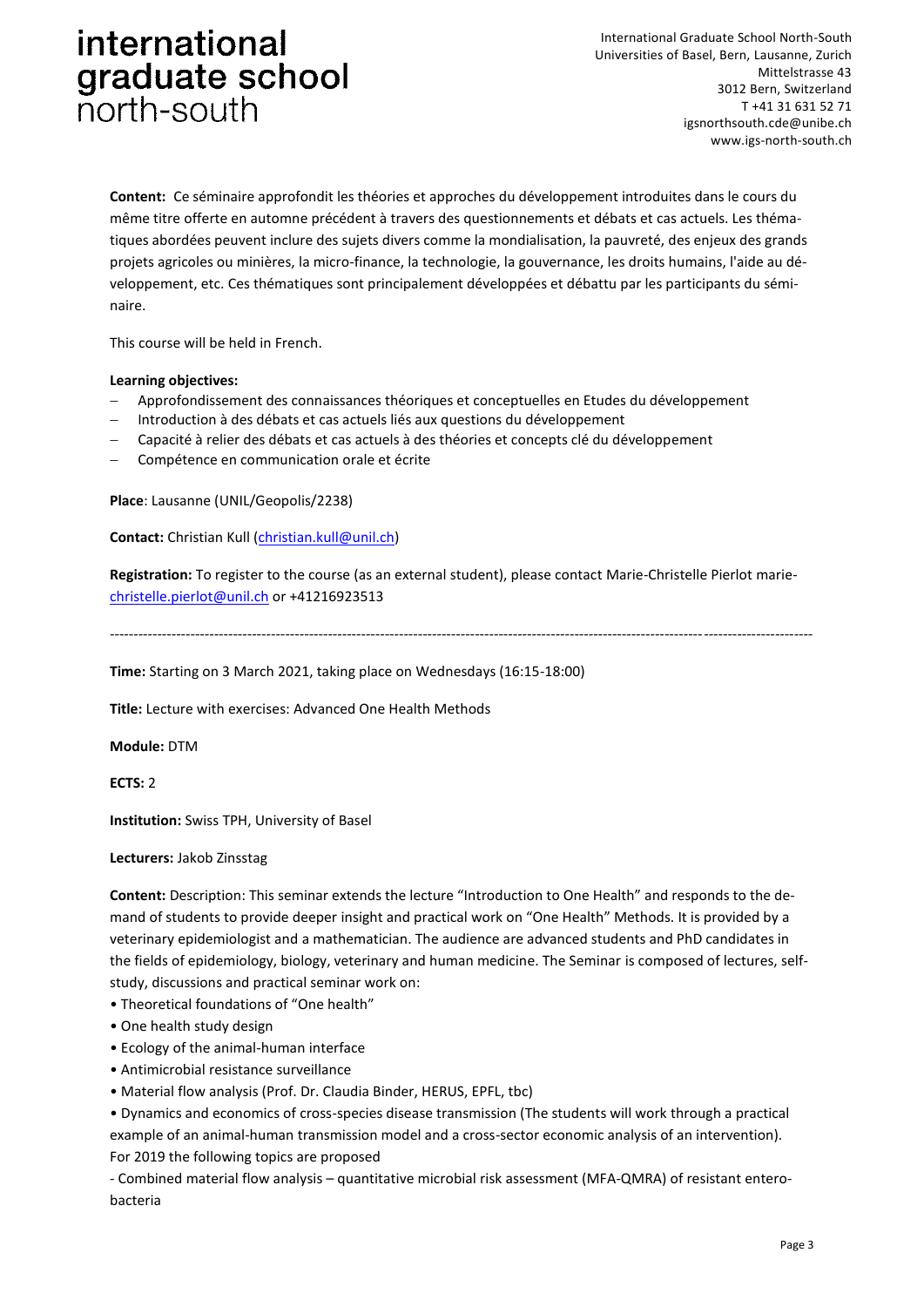**Content:** Ce séminaire approfondit les théories et approches du développement introduites dans le cours du même titre offerte en automne précédent à travers des questionnements et débats et cas actuels. Les thématiques abordées peuvent inclure des sujets divers comme la mondialisation, la pauvreté, des enjeux des grands projets agricoles ou minières, la micro-finance, la technologie, la gouvernance, les droits humains, l'aide au développement, etc. Ces thématiques sont principalement développées et débattu par les participants du séminaire.

This course will be held in French.

**Learning objectives:**

- Approfondissement des connaissances théoriques et conceptuelles en Etudes du développement
- Introduction à des débats et cas actuels liés aux questions du développement
- Capacité à relier des débats et cas actuels à des théories et concepts clé du développement
- Compétence en communication orale et écrite

**Place**: Lausanne (UNIL/Geopolis/2238)

**Contact:** Christian Kull (christian.kull@unil.ch)

**Registration:** To register to the course (as an external student), please contact Marie-Christelle Pierlot marie-christelle.pierlot@unil.ch or +41216923513

---

**Time:** Starting on 3 March 2021, taking place on Wednesdays (16:15-18:00)

**Title:** Lecture with exercises: Advanced One Health Methods

**Module:** DTM

**ECTS:** 2

**Institution:** Swiss TPH, University of Basel

**Lecturers:** Jakob Zinsstag

**Content:** Description: This seminar extends the lecture "Introduction to One Health" and responds to the demand of students to provide deeper insight and practical work on "One Health" Methods. It is provided by a veterinary epidemiologist and a mathematician. The audience are advanced students and PhD candidates in the fields of epidemiology, biology, veterinary and human medicine. The Seminar is composed of lectures, self-study, discussions and practical seminar work on:

- Theoretical foundations of "One health"
- One health study design
- Ecology of the animal-human interface
- Antimicrobial resistance surveillance
- Material flow analysis (Prof. Dr. Claudia Binder, HERUS, EPFL, tbc)
- Dynamics and economics of cross-species disease transmission (The students will work through a practical example of an animal-human transmission model and a cross-sector economic analysis of an intervention).

For 2019 the following topics are proposed

- Combined material flow analysis – quantitative microbial risk assessment (MFA-QMRA) of resistant enterobacteria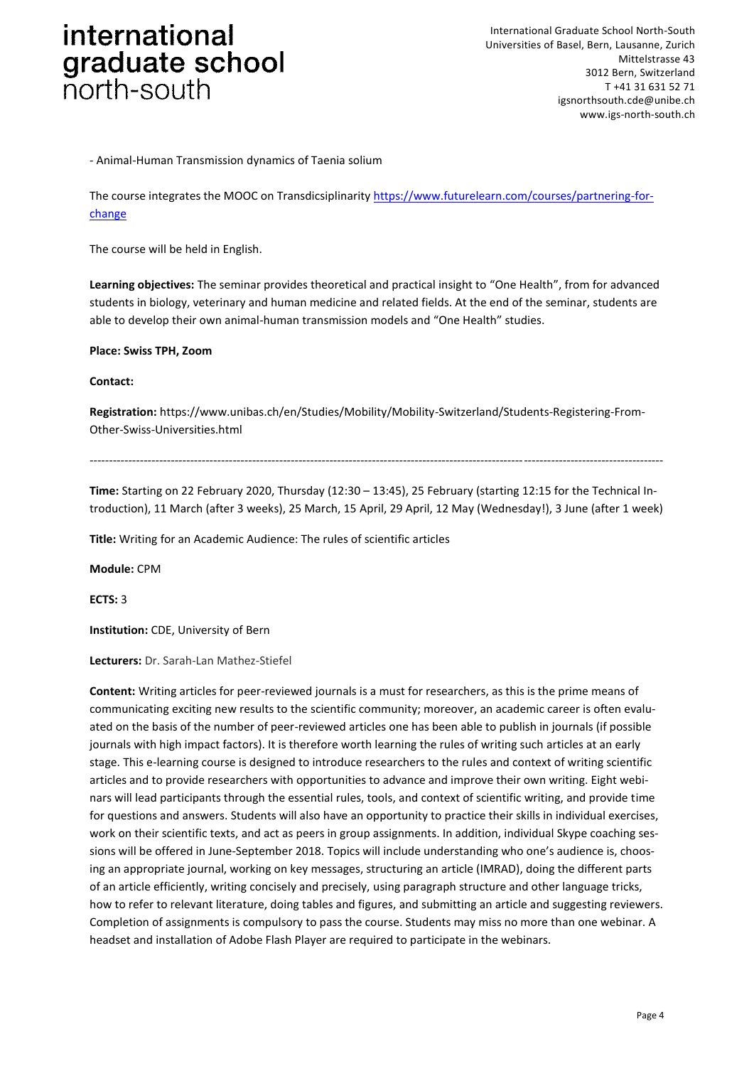- Animal-Human Transmission dynamics of Taenia solium

The course integrates the MOOC on Transdicsiplinarity [https://www.futurelearn.com/courses/partnering-for-change](https://www.futurelearn.com/courses/partnering-for-change)

The course will be held in English.

**Learning objectives:** The seminar provides theoretical and practical insight to "One Health", from for advanced students in biology, veterinary and human medicine and related fields. At the end of the seminar, students are able to develop their own animal-human transmission models and "One Health" studies.

**Place: Swiss TPH, Zoom**

**Contact:**

**Registration:** https://www.unibas.ch/en/Studies/Mobility/Mobility-Switzerland/Students-Registering-From-Other-Swiss-Universities.html

---

**Time:** Starting on 22 February 2020, Thursday (12:30 – 13:45), 25 February (starting 12:15 for the Technical Introduction), 11 March (after 3 weeks), 25 March, 15 April, 29 April, 12 May (Wednesday!), 3 June (after 1 week)

**Title:** Writing for an Academic Audience: The rules of scientific articles

**Module:** CPM

**ECTS:** 3

**Institution:** CDE, University of Bern

**Lecturers:** Dr. Sarah-Lan Mathez-Stiefel

**Content:** Writing articles for peer-reviewed journals is a must for researchers, as this is the prime means of communicating exciting new results to the scientific community; moreover, an academic career is often evaluated on the basis of the number of peer-reviewed articles one has been able to publish in journals (if possible journals with high impact factors). It is therefore worth learning the rules of writing such articles at an early stage. This e-learning course is designed to introduce researchers to the rules and context of writing scientific articles and to provide researchers with opportunities to advance and improve their own writing. Eight webinars will lead participants through the essential rules, tools, and context of scientific writing, and provide time for questions and answers. Students will also have an opportunity to practice their skills in individual exercises, work on their scientific texts, and act as peers in group assignments. In addition, individual Skype coaching sessions will be offered in June-September 2018. Topics will include understanding who one's audience is, choosing an appropriate journal, working on key messages, structuring an article (IMRAD), doing the different parts of an article efficiently, writing concisely and precisely, using paragraph structure and other language tricks, how to refer to relevant literature, doing tables and figures, and submitting an article and suggesting reviewers. Completion of assignments is compulsory to pass the course. Students may miss no more than one webinar. A headset and installation of Adobe Flash Player are required to participate in the webinars.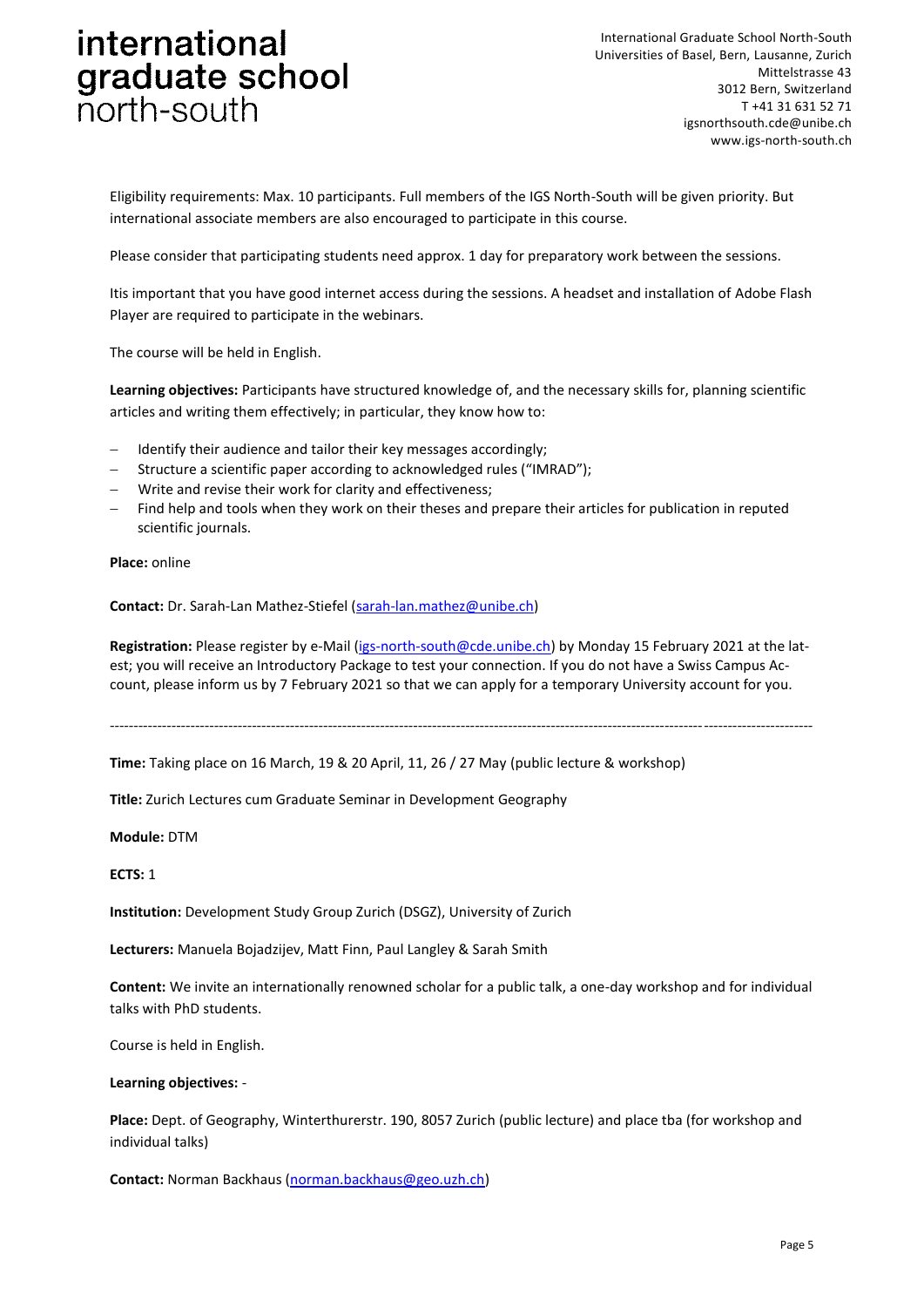Eligibility requirements: Max. 10 participants. Full members of the IGS North-South will be given priority. But international associate members are also encouraged to participate in this course.

Please consider that participating students need approx. 1 day for preparatory work between the sessions.

Itis important that you have good internet access during the sessions. A headset and installation of Adobe Flash Player are required to participate in the webinars.

The course will be held in English.

**Learning objectives:** Participants have structured knowledge of, and the necessary skills for, planning scientific articles and writing them effectively; in particular, they know how to:

- Identify their audience and tailor their key messages accordingly;
- Structure a scientific paper according to acknowledged rules ("IMRAD");
- Write and revise their work for clarity and effectiveness;
- Find help and tools when they work on their theses and prepare their articles for publication in reputed scientific journals.

**Place:** online

**Contact:** Dr. Sarah-Lan Mathez-Stiefel (sarah-lan.mathez@unibe.ch)

**Registration:** Please register by e-Mail (igs-north-south@cde.unibe.ch) by Monday 15 February 2021 at the latest; you will receive an Introductory Package to test your connection. If you do not have a Swiss Campus Account, please inform us by 7 February 2021 so that we can apply for a temporary University account for you.

---

**Time:** Taking place on 16 March, 19 & 20 April, 11, 26 / 27 May (public lecture & workshop)

**Title:** Zurich Lectures cum Graduate Seminar in Development Geography

**Module:** DTM

**ECTS:** 1

**Institution:** Development Study Group Zurich (DSGZ), University of Zurich

**Lecturers:** Manuela Bojadzijev, Matt Finn, Paul Langley & Sarah Smith

**Content:** We invite an internationally renowned scholar for a public talk, a one-day workshop and for individual talks with PhD students.

Course is held in English.

**Learning objectives:** -

**Place:** Dept. of Geography, Winterthurerstr. 190, 8057 Zurich (public lecture) and place tba (for workshop and individual talks)

**Contact:** Norman Backhaus (norman.backhaus@geo.uzh.ch)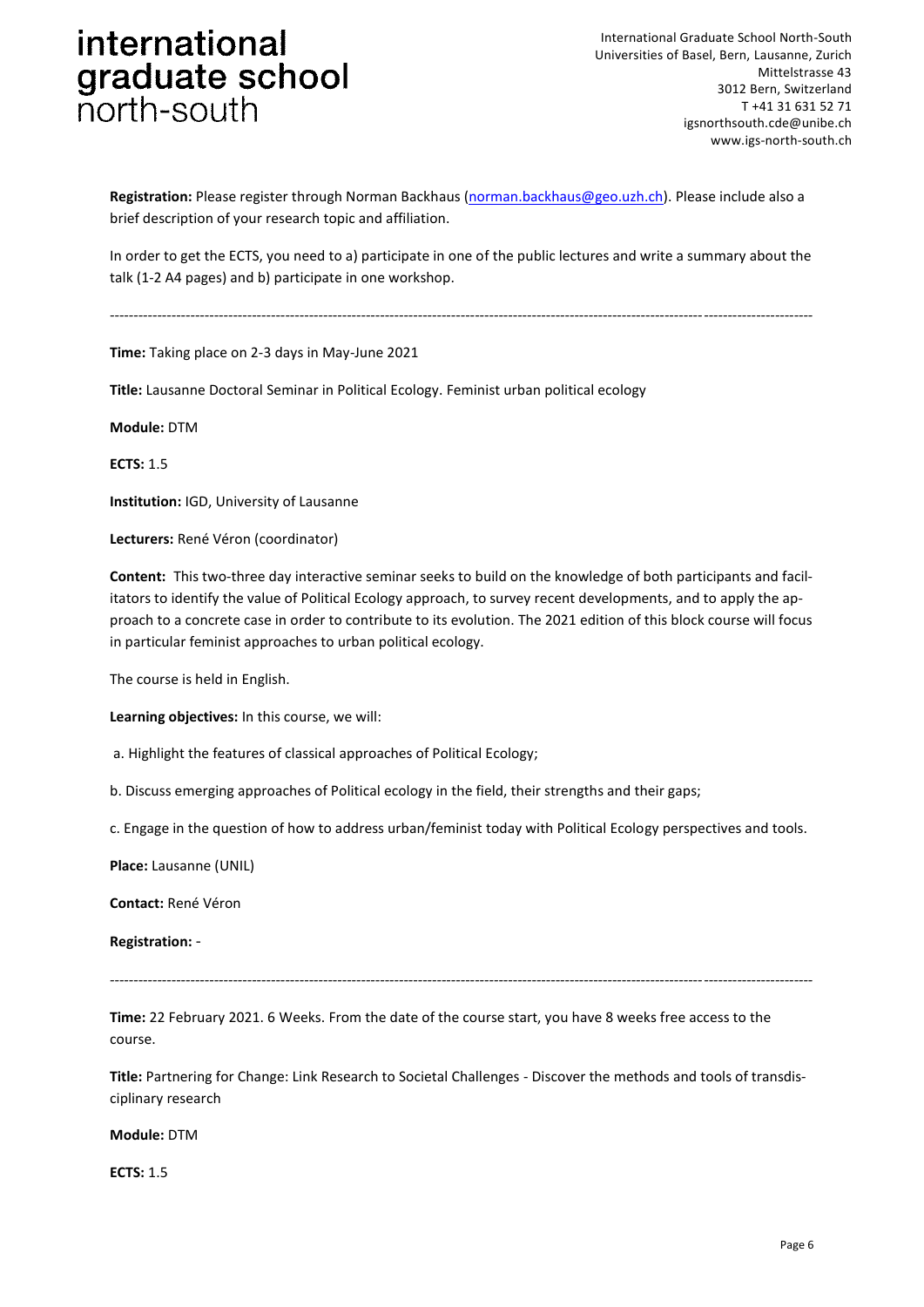**Registration:** Please register through Norman Backhaus (norman.backhaus@geo.uzh.ch). Please include also a brief description of your research topic and affiliation.

In order to get the ECTS, you need to a) participate in one of the public lectures and write a summary about the talk (1-2 A4 pages) and b) participate in one workshop.

---

**Time:** Taking place on 2-3 days in May-June 2021

**Title:** Lausanne Doctoral Seminar in Political Ecology. Feminist urban political ecology

**Module:** DTM

**ECTS:** 1.5

**Institution:** IGD, University of Lausanne

**Lecturers:** René Véron (coordinator)

**Content:** This two-three day interactive seminar seeks to build on the knowledge of both participants and facilitators to identify the value of Political Ecology approach, to survey recent developments, and to apply the approach to a concrete case in order to contribute to its evolution. The 2021 edition of this block course will focus in particular feminist approaches to urban political ecology.

The course is held in English.

**Learning objectives:** In this course, we will:

a. Highlight the features of classical approaches of Political Ecology;

b. Discuss emerging approaches of Political ecology in the field, their strengths and their gaps;

c. Engage in the question of how to address urban/feminist today with Political Ecology perspectives and tools.

**Place:** Lausanne (UNIL)

**Contact:** René Véron

**Registration:** -

---

**Time:** 22 February 2021. 6 Weeks. From the date of the course start, you have 8 weeks free access to the course.

**Title:** Partnering for Change: Link Research to Societal Challenges - Discover the methods and tools of transdisciplinary research

**Module:** DTM

**ECTS:** 1.5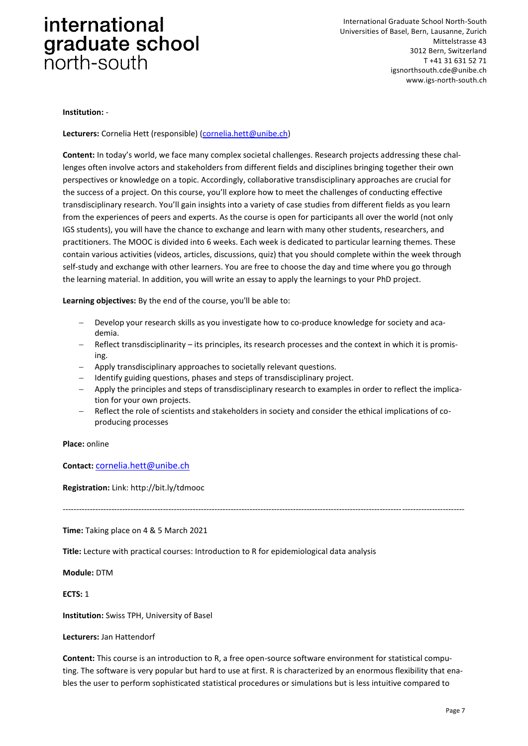**Institution:** -

**Lecturers:** Cornelia Hett (responsible) (cornelia.hett@unibe.ch)

**Content:** In today's world, we face many complex societal challenges. Research projects addressing these challenges often involve actors and stakeholders from different fields and disciplines bringing together their own perspectives or knowledge on a topic. Accordingly, collaborative transdisciplinary approaches are crucial for the success of a project. On this course, you'll explore how to meet the challenges of conducting effective transdisciplinary research. You'll gain insights into a variety of case studies from different fields as you learn from the experiences of peers and experts. As the course is open for participants all over the world (not only IGS students), you will have the chance to exchange and learn with many other students, researchers, and practitioners. The MOOC is divided into 6 weeks. Each week is dedicated to particular learning themes. These contain various activities (videos, articles, discussions, quiz) that you should complete within the week through self-study and exchange with other learners. You are free to choose the day and time where you go through the learning material. In addition, you will write an essay to apply the learnings to your PhD project.

**Learning objectives:** By the end of the course, you'll be able to:

- Develop your research skills as you investigate how to co-produce knowledge for society and academia.
- Reflect transdisciplinarity – its principles, its research processes and the context in which it is promising.
- Apply transdisciplinary approaches to societally relevant questions.
- Identify guiding questions, phases and steps of transdisciplinary project.
- Apply the principles and steps of transdisciplinary research to examples in order to reflect the implication for your own projects.
- Reflect the role of scientists and stakeholders in society and consider the ethical implications of co-producing processes

**Place:** online

**Contact:** cornelia.hett@unibe.ch

**Registration:** Link: http://bit.ly/tdmooc

---

**Time:** Taking place on 4 & 5 March 2021

**Title:** Lecture with practical courses: Introduction to R for epidemiological data analysis

**Module:** DTM

**ECTS:** 1

**Institution:** Swiss TPH, University of Basel

**Lecturers:** Jan Hattendorf

**Content:** This course is an introduction to R, a free open-source software environment for statistical computing. The software is very popular but hard to use at first. R is characterized by an enormous flexibility that enables the user to perform sophisticated statistical procedures or simulations but is less intuitive compared to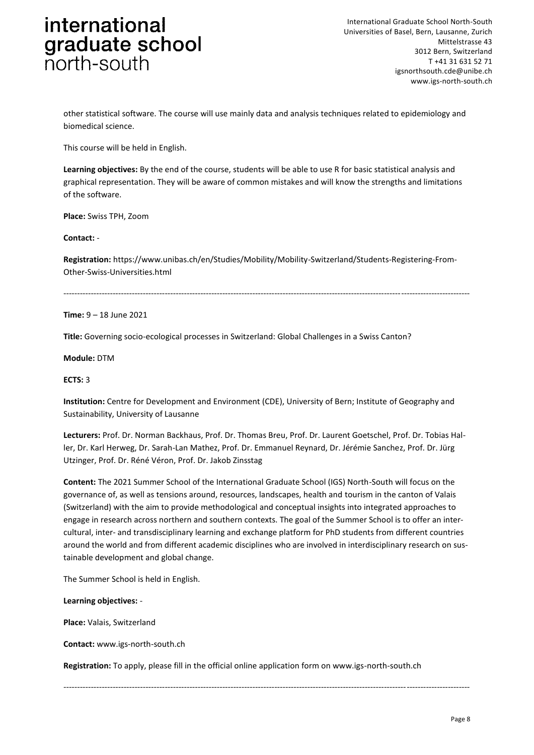other statistical software. The course will use mainly data and analysis techniques related to epidemiology and biomedical science.

This course will be held in English.

**Learning objectives:** By the end of the course, students will be able to use R for basic statistical analysis and graphical representation. They will be aware of common mistakes and will know the strengths and limitations of the software.

**Place:** Swiss TPH, Zoom

**Contact:** -

**Registration:** https://www.unibas.ch/en/Studies/Mobility/Mobility-Switzerland/Students-Registering-From-Other-Swiss-Universities.html

---

**Time:** 9 – 18 June 2021

**Title:** Governing socio-ecological processes in Switzerland: Global Challenges in a Swiss Canton?

**Module:** DTM

**ECTS:** 3

**Institution:** Centre for Development and Environment (CDE), University of Bern; Institute of Geography and Sustainability, University of Lausanne

**Lecturers:** Prof. Dr. Norman Backhaus, Prof. Dr. Thomas Breu, Prof. Dr. Laurent Goetschel, Prof. Dr. Tobias Haller, Dr. Karl Herweg, Dr. Sarah-Lan Mathez, Prof. Dr. Emmanuel Reynard, Dr. Jérémie Sanchez, Prof. Dr. Jürg Utzinger, Prof. Dr. Réné Véron, Prof. Dr. Jakob Zinsstag

**Content:** The 2021 Summer School of the International Graduate School (IGS) North-South will focus on the governance of, as well as tensions around, resources, landscapes, health and tourism in the canton of Valais (Switzerland) with the aim to provide methodological and conceptual insights into integrated approaches to engage in research across northern and southern contexts. The goal of the Summer School is to offer an intercultural, inter- and transdisciplinary learning and exchange platform for PhD students from different countries around the world and from different academic disciplines who are involved in interdisciplinary research on sustainable development and global change.

The Summer School is held in English.

**Learning objectives:** -

**Place:** Valais, Switzerland

**Contact:** www.igs-north-south.ch

**Registration:** To apply, please fill in the official online application form on www.igs-north-south.ch

---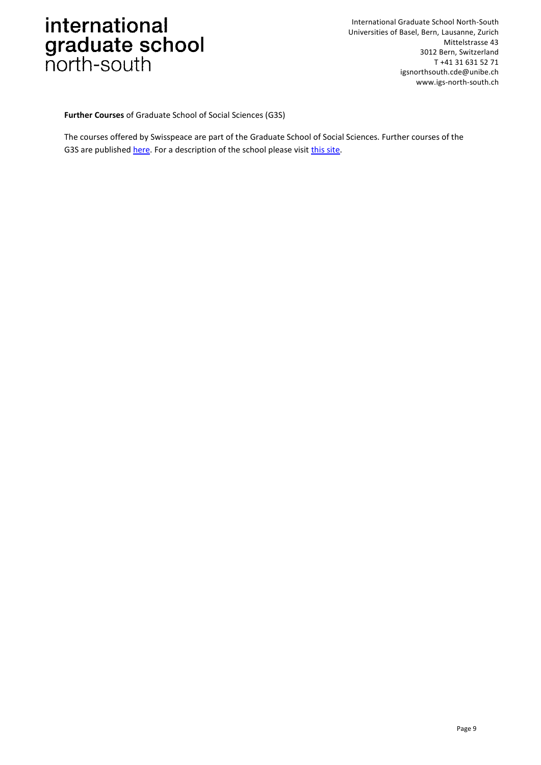**Further Courses** of Graduate School of Social Sciences (G3S)

The courses offered by Swisspeace are part of the Graduate School of Social Sciences. Further courses of the G3S are published here. For a description of the school please visit this site.